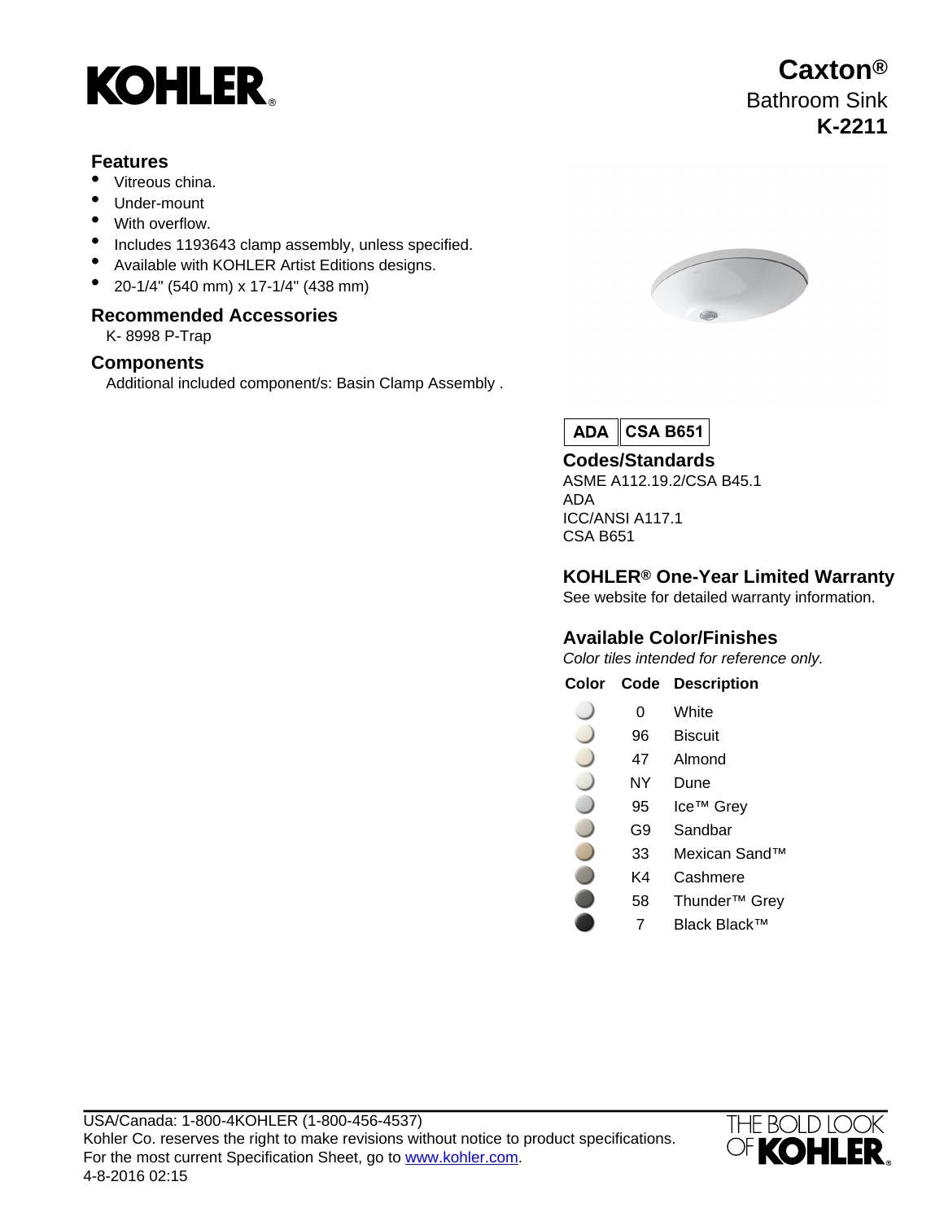KOHLER®

# Caxton®

Bathroom Sink

**K-2211**

## Features

- Vitreous china.
- Under-mount
- With overflow.
- Includes 1193643 clamp assembly, unless specified.
- Available with KOHLER Artist Editions designs.
- 20-1/4" (540 mm) x 17-1/4" (438 mm)

## Recommended Accessories

K- 8998 P-Trap

## Components

Additional included component/s: Basin Clamp Assembly .

**ADA** | **CSA B651**

## Codes/Standards

ASME A112.19.2/CSA B45.1
ADA
ICC/ANSI A117.1
CSA B651

## KOHLER® One-Year Limited Warranty

See website for detailed warranty information.

## Available Color/Finishes

*Color tiles intended for reference only.*

| Color | Code | Description |
|---|---|---|
| | 0 | White |
| | 96 | Biscuit |
| | 47 | Almond |
| | NY | Dune |
| | 95 | Ice™ Grey |
| | G9 | Sandbar |
| | 33 | Mexican Sand™ |
| | K4 | Cashmere |
| | 58 | Thunder™ Grey |
| | 7 | Black Black™ |

USA/Canada: 1-800-4KOHLER (1-800-456-4537)
Kohler Co. reserves the right to make revisions without notice to product specifications.
For the most current Specification Sheet, go to www.kohler.com.
4-8-2016 02:15

THE BOLD LOOK OF KOHLER®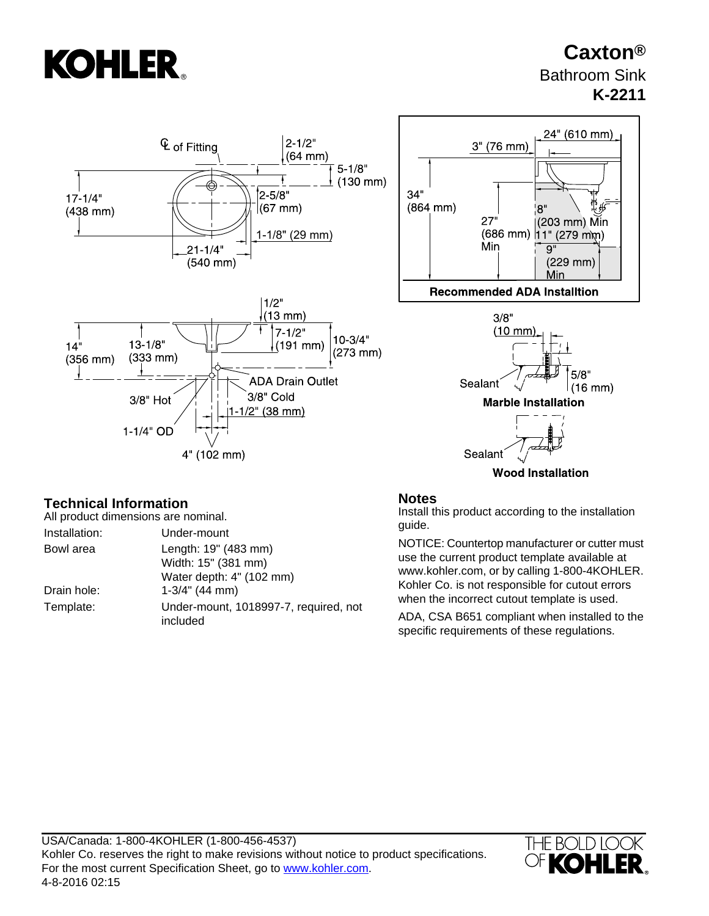# KOHLER

## Caxton®

Bathroom Sink

**K-2211**

℄ of Fitting

2-1/2" (64 mm)

5-1/8" (130 mm)

17-1/4" (438 mm)

2-5/8" (67 mm)

1-1/8" (29 mm)

21-1/4" (540 mm)

24" (610 mm)

3" (76 mm)

34" (864 mm)

27" (686 mm) Min

8" (203 mm) Min

11" (279 mm)

9" (229 mm) Min

**Recommended ADA Installtion**

1/2" (13 mm)

14" (356 mm)

13-1/8" (333 mm)

7-1/2" (191 mm)

10-3/4" (273 mm)

ADA Drain Outlet

3/8" Hot

3/8" Cold

1-1/2" (38 mm)

1-1/4" OD

4" (102 mm)

3/8" (10 mm)

Sealant

5/8" (16 mm)

**Marble Installation**

Sealant

**Wood Installation**

### Technical Information

All product dimensions are nominal.

| | |
|---|---|
| Installation: | Under-mount |
| Bowl area | Length: 19" (483 mm)<br>Width: 15" (381 mm)<br>Water depth: 4" (102 mm) |
| Drain hole: | 1-3/4" (44 mm) |
| Template: | Under-mount, 1018997-7, required, not included |

### Notes

Install this product according to the installation guide.

NOTICE: Countertop manufacturer or cutter must use the current product template available at www.kohler.com, or by calling 1-800-4KOHLER. Kohler Co. is not responsible for cutout errors when the incorrect cutout template is used.

ADA, CSA B651 compliant when installed to the specific requirements of these regulations.

USA/Canada: 1-800-4KOHLER (1-800-456-4537)
Kohler Co. reserves the right to make revisions without notice to product specifications.
For the most current Specification Sheet, go to www.kohler.com.
4-8-2016 02:15

THE BOLD LOOK OF KOHLER.